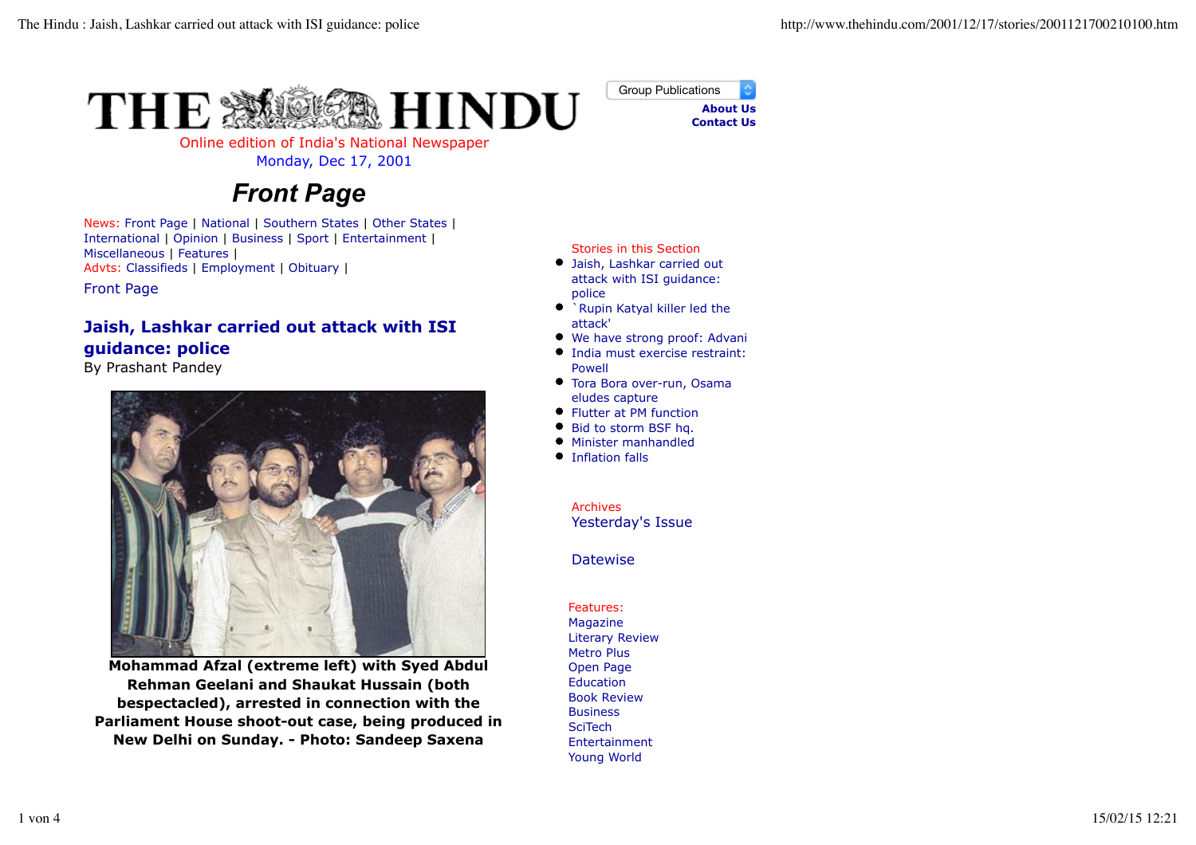# THE HINDU

Online edition of India's National Newspaper
Monday, Dec 17, 2001

Group Publications
About Us
Contact Us

## *Front Page*

News: Front Page | National | Southern States | Other States | International | Opinion | Business | Sport | Entertainment | Miscellaneous | Features |
Advts: Classifieds | Employment | Obituary |

Front Page

### Jaish, Lashkar carried out attack with ISI guidance: police

By Prashant Pandey

**Mohammad Afzal (extreme left) with Syed Abdul Rehman Geelani and Shaukat Hussain (both bespectacled), arrested in connection with the Parliament House shoot-out case, being produced in New Delhi on Sunday. - Photo: Sandeep Saxena**

Stories in this Section

- Jaish, Lashkar carried out attack with ISI guidance: police
- `Rupin Katyal killer led the attack'
- We have strong proof: Advani
- India must exercise restraint: Powell
- Tora Bora over-run, Osama eludes capture
- Flutter at PM function
- Bid to storm BSF hq.
- Minister manhandled
- Inflation falls

Archives
Yesterday's Issue

Datewise

Features:
Magazine
Literary Review
Metro Plus
Open Page
Education
Book Review
Business
SciTech
Entertainment
Young World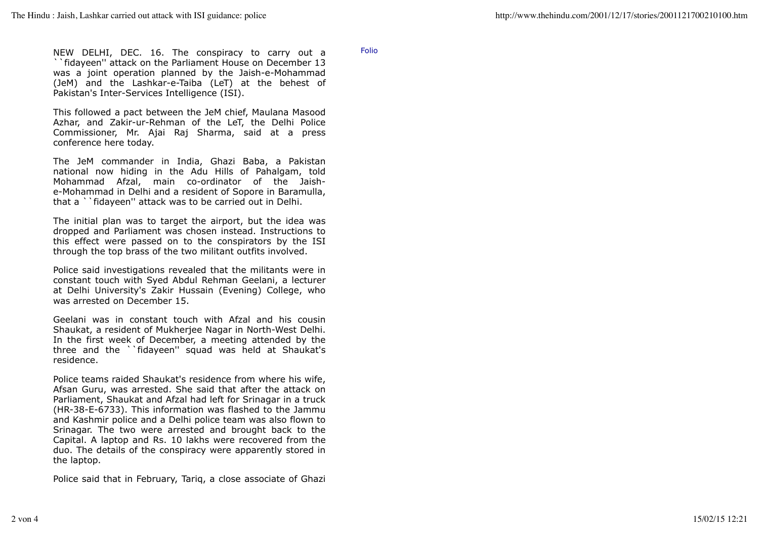NEW DELHI, DEC. 16. The conspiracy to carry out a ``fidayeen'' attack on the Parliament House on December 13 was a joint operation planned by the Jaish-e-Mohammad (JeM) and the Lashkar-e-Taiba (LeT) at the behest of Pakistan's Inter-Services Intelligence (ISI).

This followed a pact between the JeM chief, Maulana Masood Azhar, and Zakir-ur-Rehman of the LeT, the Delhi Police Commissioner, Mr. Ajai Raj Sharma, said at a press conference here today.

The JeM commander in India, Ghazi Baba, a Pakistan national now hiding in the Adu Hills of Pahalgam, told Mohammad Afzal, main co-ordinator of the Jaish-e-Mohammad in Delhi and a resident of Sopore in Baramulla, that a ``fidayeen'' attack was to be carried out in Delhi.

The initial plan was to target the airport, but the idea was dropped and Parliament was chosen instead. Instructions to this effect were passed on to the conspirators by the ISI through the top brass of the two militant outfits involved.

Police said investigations revealed that the militants were in constant touch with Syed Abdul Rehman Geelani, a lecturer at Delhi University's Zakir Hussain (Evening) College, who was arrested on December 15.

Geelani was in constant touch with Afzal and his cousin Shaukat, a resident of Mukherjee Nagar in North-West Delhi. In the first week of December, a meeting attended by the three and the ``fidayeen'' squad was held at Shaukat's residence.

Police teams raided Shaukat's residence from where his wife, Afsan Guru, was arrested. She said that after the attack on Parliament, Shaukat and Afzal had left for Srinagar in a truck (HR-38-E-6733). This information was flashed to the Jammu and Kashmir police and a Delhi police team was also flown to Srinagar. The two were arrested and brought back to the Capital. A laptop and Rs. 10 lakhs were recovered from the duo. The details of the conspiracy were apparently stored in the laptop.

Police said that in February, Tariq, a close associate of Ghazi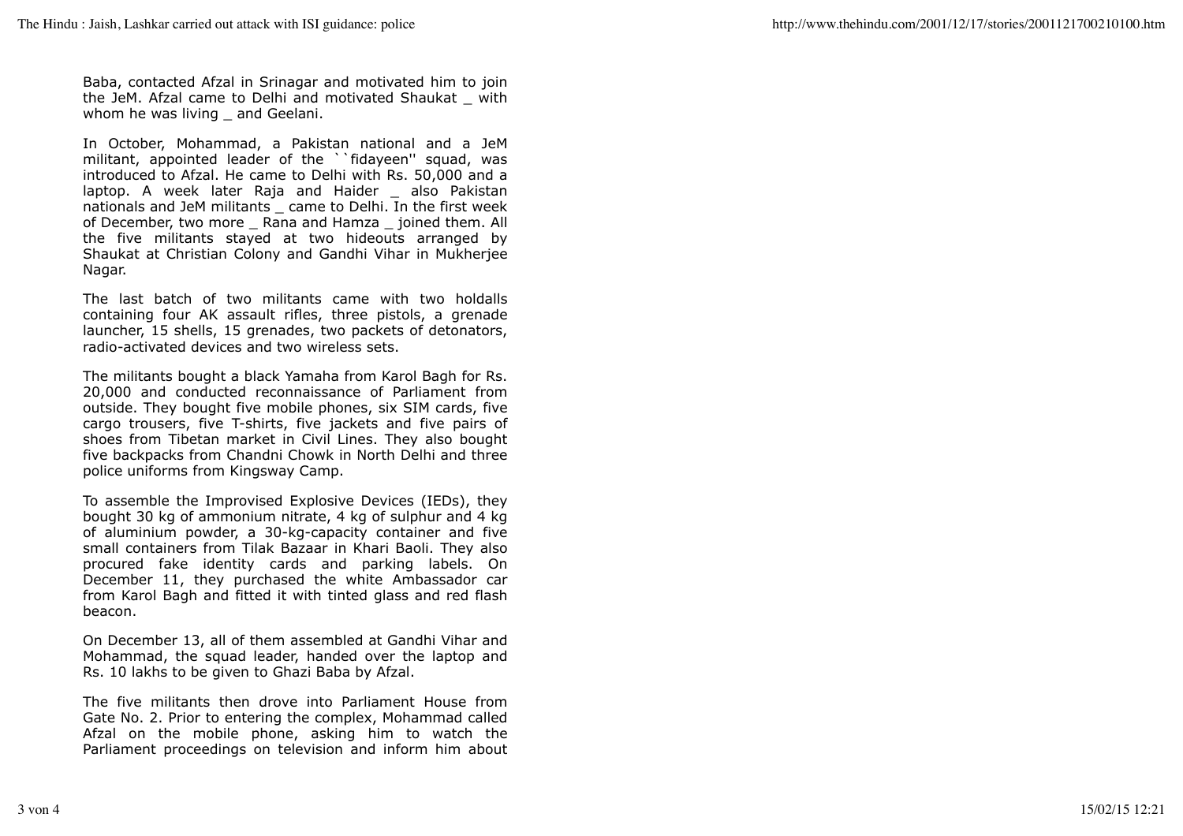Baba, contacted Afzal in Srinagar and motivated him to join the JeM. Afzal came to Delhi and motivated Shaukat _ with whom he was living _ and Geelani.

In October, Mohammad, a Pakistan national and a JeM militant, appointed leader of the ``fidayeen'' squad, was introduced to Afzal. He came to Delhi with Rs. 50,000 and a laptop. A week later Raja and Haider _ also Pakistan nationals and JeM militants _ came to Delhi. In the first week of December, two more _ Rana and Hamza _ joined them. All the five militants stayed at two hideouts arranged by Shaukat at Christian Colony and Gandhi Vihar in Mukherjee Nagar.

The last batch of two militants came with two holdalls containing four AK assault rifles, three pistols, a grenade launcher, 15 shells, 15 grenades, two packets of detonators, radio-activated devices and two wireless sets.

The militants bought a black Yamaha from Karol Bagh for Rs. 20,000 and conducted reconnaissance of Parliament from outside. They bought five mobile phones, six SIM cards, five cargo trousers, five T-shirts, five jackets and five pairs of shoes from Tibetan market in Civil Lines. They also bought five backpacks from Chandni Chowk in North Delhi and three police uniforms from Kingsway Camp.

To assemble the Improvised Explosive Devices (IEDs), they bought 30 kg of ammonium nitrate, 4 kg of sulphur and 4 kg of aluminium powder, a 30-kg-capacity container and five small containers from Tilak Bazaar in Khari Baoli. They also procured fake identity cards and parking labels. On December 11, they purchased the white Ambassador car from Karol Bagh and fitted it with tinted glass and red flash beacon.

On December 13, all of them assembled at Gandhi Vihar and Mohammad, the squad leader, handed over the laptop and Rs. 10 lakhs to be given to Ghazi Baba by Afzal.

The five militants then drove into Parliament House from Gate No. 2. Prior to entering the complex, Mohammad called Afzal on the mobile phone, asking him to watch the Parliament proceedings on television and inform him about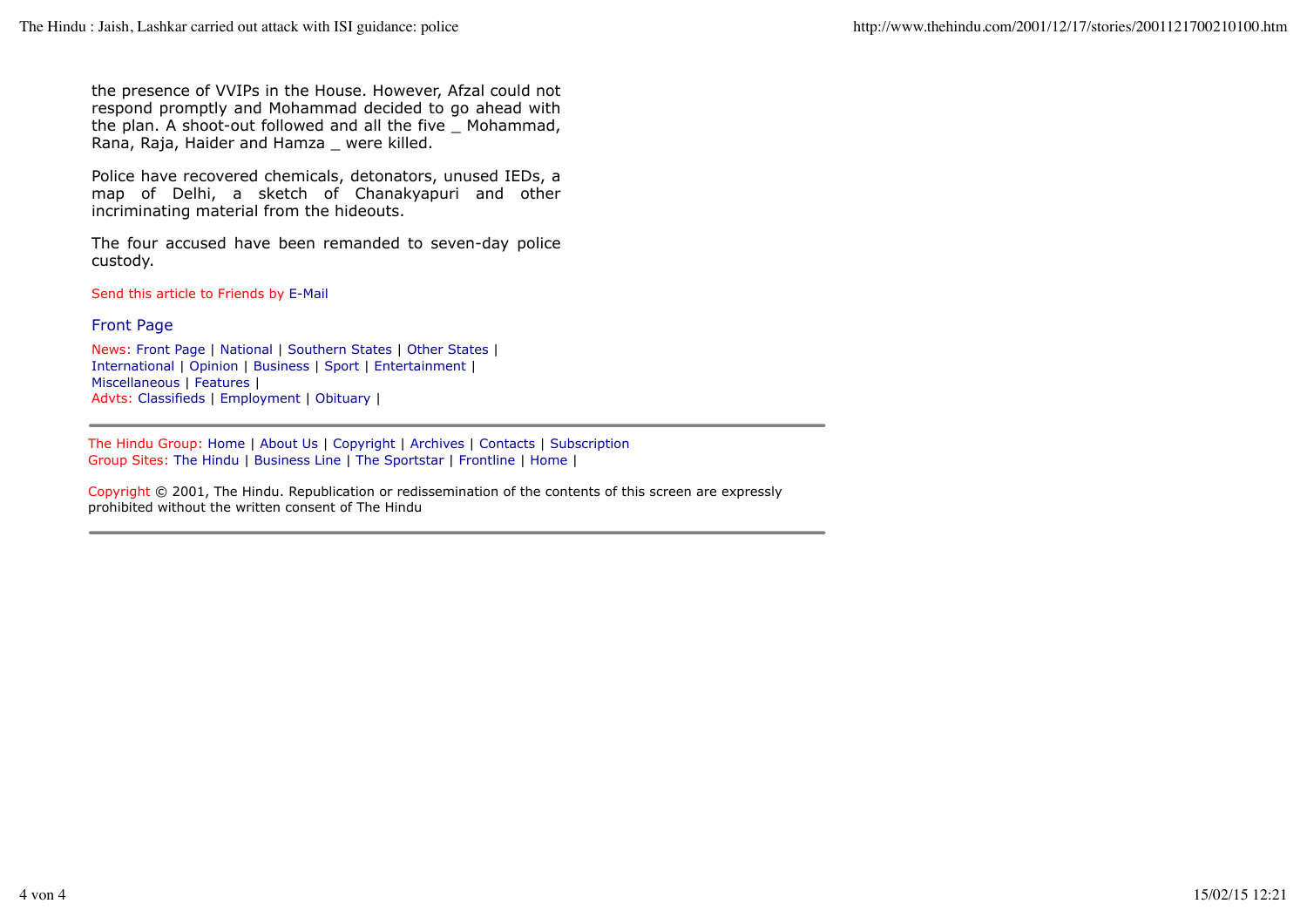the presence of VVIPs in the House. However, Afzal could not respond promptly and Mohammad decided to go ahead with the plan. A shoot-out followed and all the five _ Mohammad, Rana, Raja, Haider and Hamza _ were killed.

Police have recovered chemicals, detonators, unused IEDs, a map of Delhi, a sketch of Chanakyapuri and other incriminating material from the hideouts.

The four accused have been remanded to seven-day police custody.

Send this article to Friends by E-Mail

Front Page

News: Front Page | National | Southern States | Other States | International | Opinion | Business | Sport | Entertainment | Miscellaneous | Features |
Advts: Classifieds | Employment | Obituary |

---

The Hindu Group: Home | About Us | Copyright | Archives | Contacts | Subscription
Group Sites: The Hindu | Business Line | The Sportstar | Frontline | Home |

Copyright © 2001, The Hindu. Republication or redissemination of the contents of this screen are expressly prohibited without the written consent of The Hindu

---